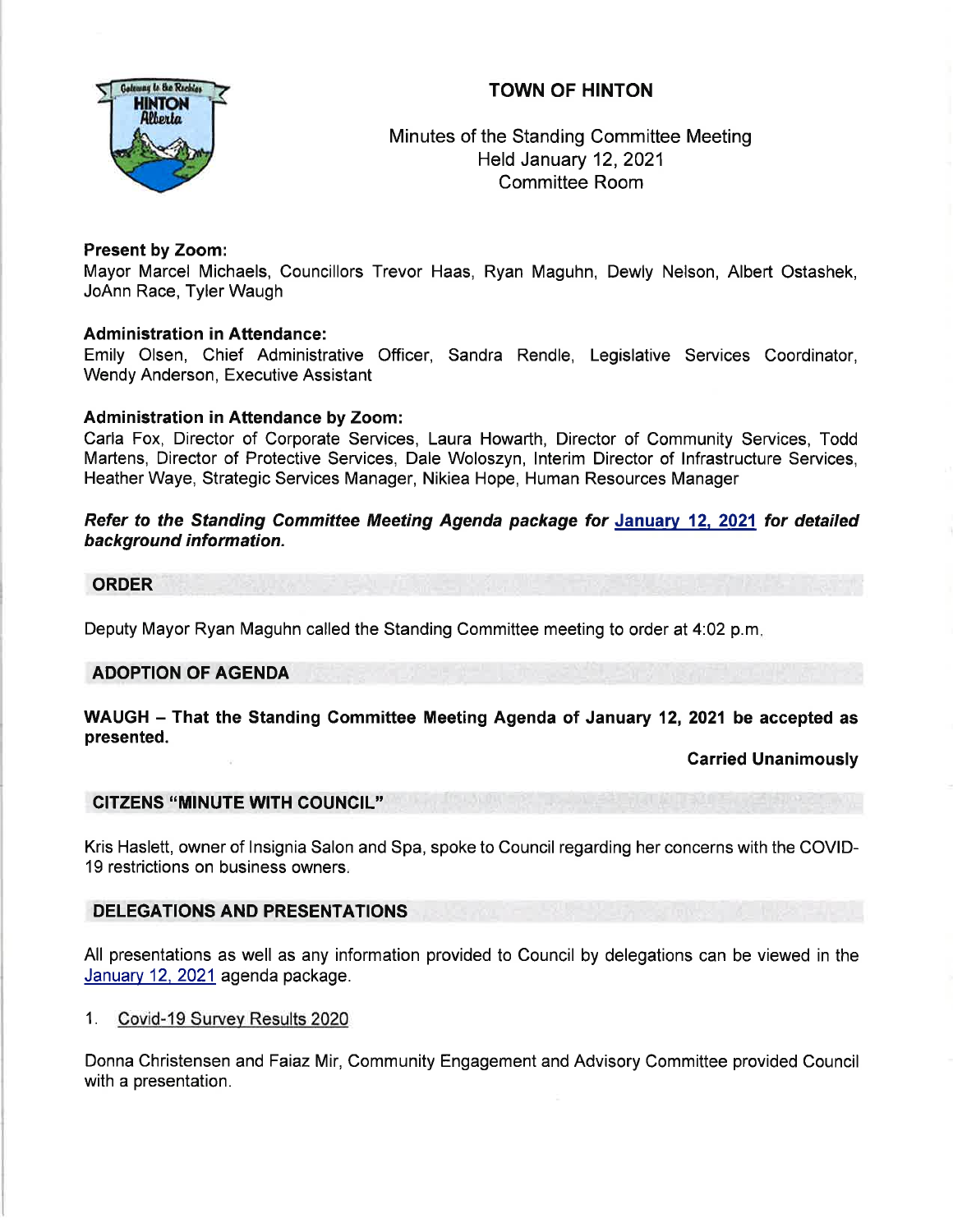# TOWN OF HINTON

Minutes of the Standing Committee Meeting
Held January 12, 2021
Committee Room

**Present by Zoom:**
Mayor Marcel Michaels, Councillors Trevor Haas, Ryan Maguhn, Dewly Nelson, Albert Ostashek, JoAnn Race, Tyler Waugh

**Administration in Attendance:**
Emily Olsen, Chief Administrative Officer, Sandra Rendle, Legislative Services Coordinator, Wendy Anderson, Executive Assistant

**Administration in Attendance by Zoom:**
Carla Fox, Director of Corporate Services, Laura Howarth, Director of Community Services, Todd Martens, Director of Protective Services, Dale Woloszyn, Interim Director of Infrastructure Services, Heather Waye, Strategic Services Manager, Nikiea Hope, Human Resources Manager

***Refer to the Standing Committee Meeting Agenda package for January 12, 2021 for detailed background information.***

## ORDER

Deputy Mayor Ryan Maguhn called the Standing Committee meeting to order at 4:02 p.m.

## ADOPTION OF AGENDA

**WAUGH – That the Standing Committee Meeting Agenda of January 12, 2021 be accepted as presented.**

**Carried Unanimously**

## CITZENS "MINUTE WITH COUNCIL"

Kris Haslett, owner of Insignia Salon and Spa, spoke to Council regarding her concerns with the COVID-19 restrictions on business owners.

## DELEGATIONS AND PRESENTATIONS

All presentations as well as any information provided to Council by delegations can be viewed in the January 12, 2021 agenda package.

1. Covid-19 Survey Results 2020

Donna Christensen and Faiaz Mir, Community Engagement and Advisory Committee provided Council with a presentation.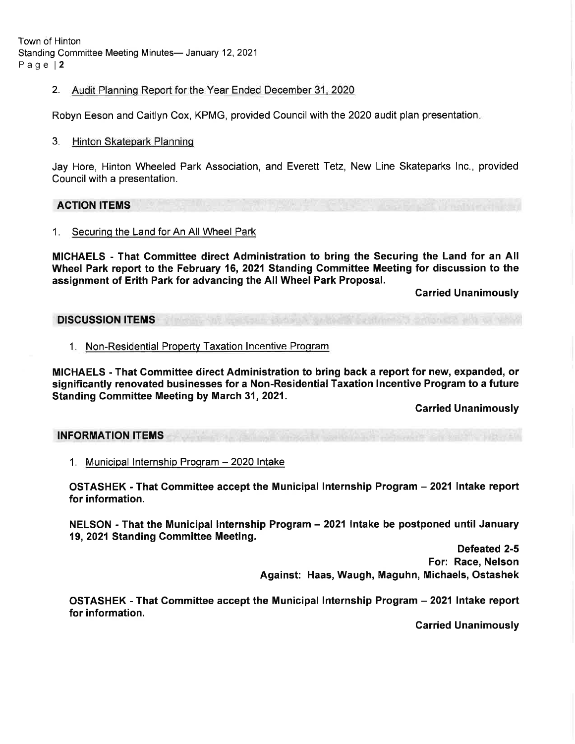2. Audit Planning Report for the Year Ended December 31, 2020

Robyn Eeson and Caitlyn Cox, KPMG, provided Council with the 2020 audit plan presentation.

3. Hinton Skatepark Planning

Jay Hore, Hinton Wheeled Park Association, and Everett Tetz, New Line Skateparks Inc., provided Council with a presentation.

## ACTION ITEMS

1. Securing the Land for An All Wheel Park

**MICHAELS - That Committee direct Administration to bring the Securing the Land for an All Wheel Park report to the February 16, 2021 Standing Committee Meeting for discussion to the assignment of Erith Park for advancing the All Wheel Park Proposal.**

**Carried Unanimously**

## DISCUSSION ITEMS

1. Non-Residential Property Taxation Incentive Program

**MICHAELS - That Committee direct Administration to bring back a report for new, expanded, or significantly renovated businesses for a Non-Residential Taxation Incentive Program to a future Standing Committee Meeting by March 31, 2021.**

**Carried Unanimously**

## INFORMATION ITEMS

1. Municipal Internship Program – 2020 Intake

**OSTASHEK - That Committee accept the Municipal Internship Program – 2021 Intake report for information.**

**NELSON - That the Municipal Internship Program – 2021 Intake be postponed until January 19, 2021 Standing Committee Meeting.**

**Defeated 2-5**
**For: Race, Nelson**
**Against: Haas, Waugh, Maguhn, Michaels, Ostashek**

**OSTASHEK - That Committee accept the Municipal Internship Program – 2021 Intake report for information.**

**Carried Unanimously**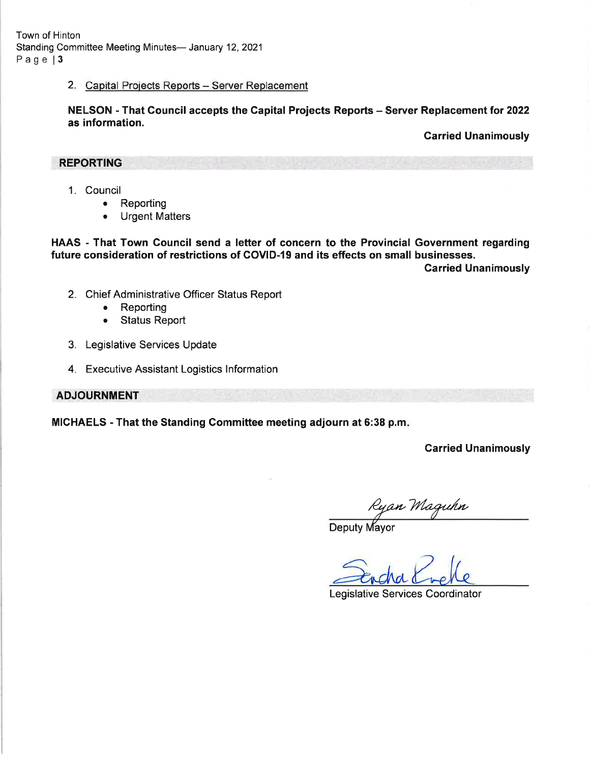2. Capital Projects Reports – Server Replacement

**NELSON - That Council accepts the Capital Projects Reports – Server Replacement for 2022 as information.**

**Carried Unanimously**

## REPORTING

1. Council
   - Reporting
   - Urgent Matters

**HAAS - That Town Council send a letter of concern to the Provincial Government regarding future consideration of restrictions of COVID-19 and its effects on small businesses.**

**Carried Unanimously**

2. Chief Administrative Officer Status Report
   - Reporting
   - Status Report

3. Legislative Services Update

4. Executive Assistant Logistics Information

## ADJOURNMENT

**MICHAELS - That the Standing Committee meeting adjourn at 6:38 p.m.**

**Carried Unanimously**

Ryan Maguhn

Deputy Mayor

Sandra Boelke

Legislative Services Coordinator